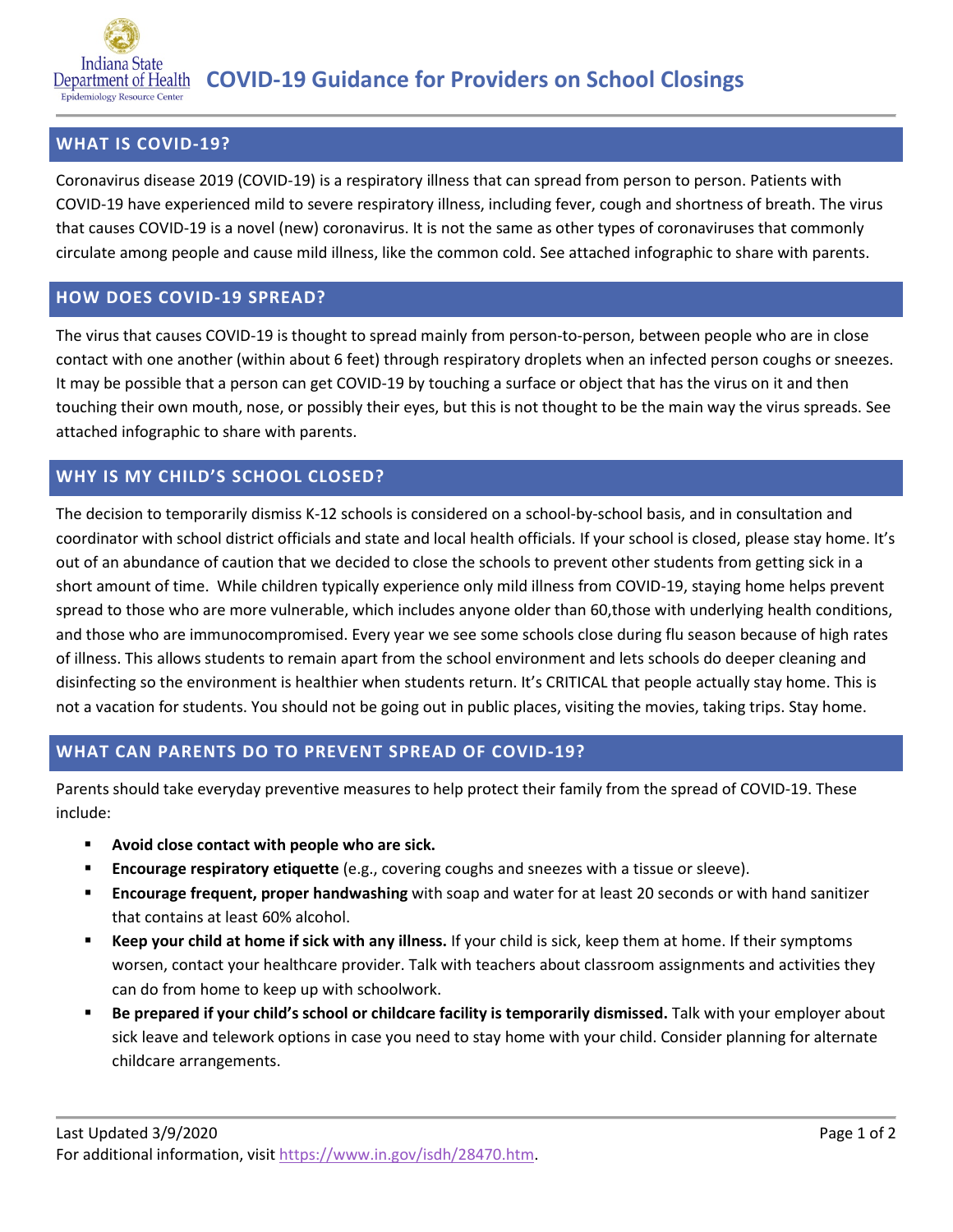# COVID-19 Guidance for Providers on School Closings

## WHAT IS COVID-19?

Coronavirus disease 2019 (COVID-19) is a respiratory illness that can spread from person to person. Patients with COVID-19 have experienced mild to severe respiratory illness, including fever, cough and shortness of breath. The virus that causes COVID-19 is a novel (new) coronavirus. It is not the same as other types of coronaviruses that commonly circulate among people and cause mild illness, like the common cold. See attached infographic to share with parents.

## HOW DOES COVID-19 SPREAD?

The virus that causes COVID-19 is thought to spread mainly from person-to-person, between people who are in close contact with one another (within about 6 feet) through respiratory droplets when an infected person coughs or sneezes. It may be possible that a person can get COVID-19 by touching a surface or object that has the virus on it and then touching their own mouth, nose, or possibly their eyes, but this is not thought to be the main way the virus spreads. See attached infographic to share with parents.

## WHY IS MY CHILD'S SCHOOL CLOSED?

The decision to temporarily dismiss K-12 schools is considered on a school-by-school basis, and in consultation and coordinator with school district officials and state and local health officials. If your school is closed, please stay home. It's out of an abundance of caution that we decided to close the schools to prevent other students from getting sick in a short amount of time. While children typically experience only mild illness from COVID-19, staying home helps prevent spread to those who are more vulnerable, which includes anyone older than 60,those with underlying health conditions, and those who are immunocompromised. Every year we see some schools close during flu season because of high rates of illness. This allows students to remain apart from the school environment and lets schools do deeper cleaning and disinfecting so the environment is healthier when students return. It's CRITICAL that people actually stay home. This is not a vacation for students. You should not be going out in public places, visiting the movies, taking trips. Stay home.

## WHAT CAN PARENTS DO TO PREVENT SPREAD OF COVID-19?

Parents should take everyday preventive measures to help protect their family from the spread of COVID-19. These include:

- **Avoid close contact with people who are sick.**
- **Encourage respiratory etiquette** (e.g., covering coughs and sneezes with a tissue or sleeve).
- **Encourage frequent, proper handwashing** with soap and water for at least 20 seconds or with hand sanitizer that contains at least 60% alcohol.
- **Keep your child at home if sick with any illness.** If your child is sick, keep them at home. If their symptoms worsen, contact your healthcare provider. Talk with teachers about classroom assignments and activities they can do from home to keep up with schoolwork.
- **Be prepared if your child's school or childcare facility is temporarily dismissed.** Talk with your employer about sick leave and telework options in case you need to stay home with your child. Consider planning for alternate childcare arrangements.

Last Updated 3/9/2020

For additional information, visit https://www.in.gov/isdh/28470.htm.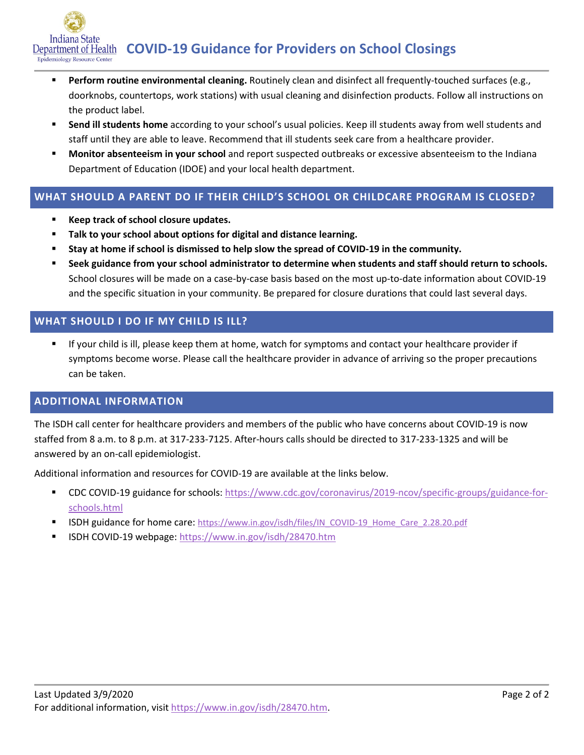- **Perform routine environmental cleaning.** Routinely clean and disinfect all frequently-touched surfaces (e.g., doorknobs, countertops, work stations) with usual cleaning and disinfection products. Follow all instructions on the product label.
- **Send ill students home** according to your school's usual policies. Keep ill students away from well students and staff until they are able to leave. Recommend that ill students seek care from a healthcare provider.
- **Monitor absenteeism in your school** and report suspected outbreaks or excessive absenteeism to the Indiana Department of Education (IDOE) and your local health department.

## WHAT SHOULD A PARENT DO IF THEIR CHILD'S SCHOOL OR CHILDCARE PROGRAM IS CLOSED?

- **Keep track of school closure updates.**
- **Talk to your school about options for digital and distance learning.**
- **Stay at home if school is dismissed to help slow the spread of COVID-19 in the community.**
- **Seek guidance from your school administrator to determine when students and staff should return to schools.** School closures will be made on a case-by-case basis based on the most up-to-date information about COVID-19 and the specific situation in your community. Be prepared for closure durations that could last several days.

## WHAT SHOULD I DO IF MY CHILD IS ILL?

- If your child is ill, please keep them at home, watch for symptoms and contact your healthcare provider if symptoms become worse. Please call the healthcare provider in advance of arriving so the proper precautions can be taken.

## ADDITIONAL INFORMATION

The ISDH call center for healthcare providers and members of the public who have concerns about COVID-19 is now staffed from 8 a.m. to 8 p.m. at 317-233-7125. After-hours calls should be directed to 317-233-1325 and will be answered by an on-call epidemiologist.

Additional information and resources for COVID-19 are available at the links below.

- CDC COVID-19 guidance for schools: https://www.cdc.gov/coronavirus/2019-ncov/specific-groups/guidance-for-schools.html
- ISDH guidance for home care: https://www.in.gov/isdh/files/IN_COVID-19_Home_Care_2.28.20.pdf
- ISDH COVID-19 webpage: https://www.in.gov/isdh/28470.htm